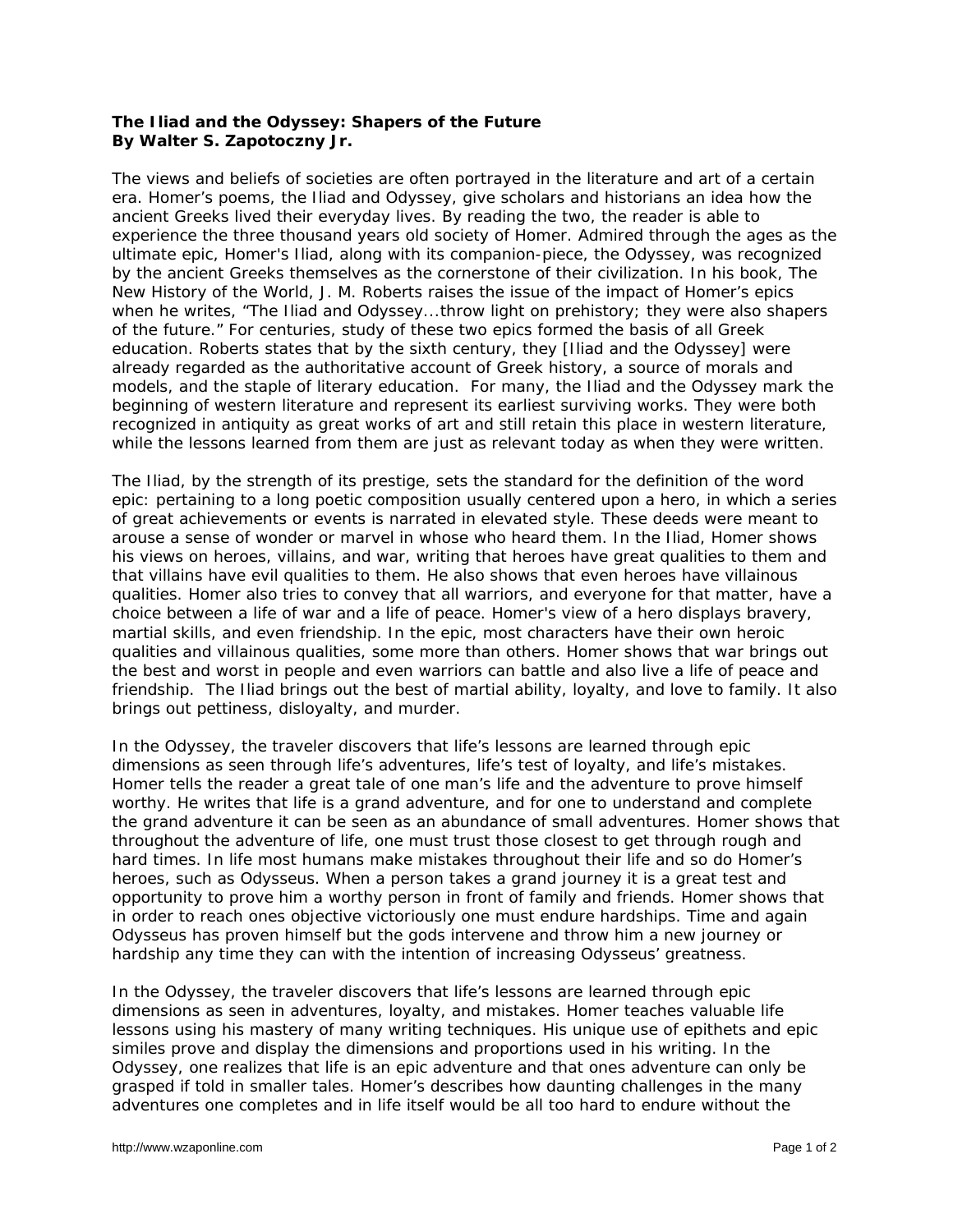**The Iliad and the Odyssey: Shapers of the Future**
**By Walter S. Zapotoczny Jr.**

The views and beliefs of societies are often portrayed in the literature and art of a certain era. Homer's poems, the Iliad and Odyssey, give scholars and historians an idea how the ancient Greeks lived their everyday lives. By reading the two, the reader is able to experience the three thousand years old society of Homer. Admired through the ages as the ultimate epic, Homer's Iliad, along with its companion-piece, the Odyssey, was recognized by the ancient Greeks themselves as the cornerstone of their civilization. In his book, The New History of the World, J. M. Roberts raises the issue of the impact of Homer's epics when he writes, "The Iliad and Odyssey...throw light on prehistory; they were also shapers of the future." For centuries, study of these two epics formed the basis of all Greek education. Roberts states that by the sixth century, they [Iliad and the Odyssey] were already regarded as the authoritative account of Greek history, a source of morals and models, and the staple of literary education. For many, the Iliad and the Odyssey mark the beginning of western literature and represent its earliest surviving works. They were both recognized in antiquity as great works of art and still retain this place in western literature, while the lessons learned from them are just as relevant today as when they were written.

The Iliad, by the strength of its prestige, sets the standard for the definition of the word epic: pertaining to a long poetic composition usually centered upon a hero, in which a series of great achievements or events is narrated in elevated style. These deeds were meant to arouse a sense of wonder or marvel in whose who heard them. In the Iliad, Homer shows his views on heroes, villains, and war, writing that heroes have great qualities to them and that villains have evil qualities to them. He also shows that even heroes have villainous qualities. Homer also tries to convey that all warriors, and everyone for that matter, have a choice between a life of war and a life of peace. Homer's view of a hero displays bravery, martial skills, and even friendship. In the epic, most characters have their own heroic qualities and villainous qualities, some more than others. Homer shows that war brings out the best and worst in people and even warriors can battle and also live a life of peace and friendship. The Iliad brings out the best of martial ability, loyalty, and love to family. It also brings out pettiness, disloyalty, and murder.

In the Odyssey, the traveler discovers that life's lessons are learned through epic dimensions as seen through life's adventures, life's test of loyalty, and life's mistakes. Homer tells the reader a great tale of one man's life and the adventure to prove himself worthy. He writes that life is a grand adventure, and for one to understand and complete the grand adventure it can be seen as an abundance of small adventures. Homer shows that throughout the adventure of life, one must trust those closest to get through rough and hard times. In life most humans make mistakes throughout their life and so do Homer's heroes, such as Odysseus. When a person takes a grand journey it is a great test and opportunity to prove him a worthy person in front of family and friends. Homer shows that in order to reach ones objective victoriously one must endure hardships. Time and again Odysseus has proven himself but the gods intervene and throw him a new journey or hardship any time they can with the intention of increasing Odysseus' greatness.

In the Odyssey, the traveler discovers that life's lessons are learned through epic dimensions as seen in adventures, loyalty, and mistakes. Homer teaches valuable life lessons using his mastery of many writing techniques. His unique use of epithets and epic similes prove and display the dimensions and proportions used in his writing. In the Odyssey, one realizes that life is an epic adventure and that ones adventure can only be grasped if told in smaller tales. Homer's describes how daunting challenges in the many adventures one completes and in life itself would be all too hard to endure without the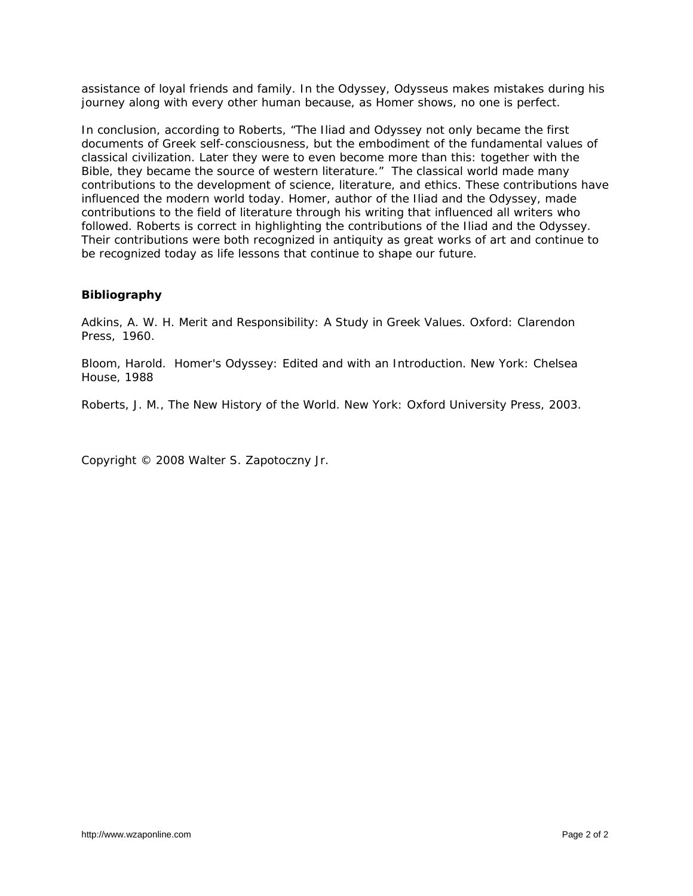assistance of loyal friends and family. In the Odyssey, Odysseus makes mistakes during his journey along with every other human because, as Homer shows, no one is perfect.

In conclusion, according to Roberts, "The Iliad and Odyssey not only became the first documents of Greek self-consciousness, but the embodiment of the fundamental values of classical civilization. Later they were to even become more than this: together with the Bible, they became the source of western literature." The classical world made many contributions to the development of science, literature, and ethics. These contributions have influenced the modern world today. Homer, author of the Iliad and the Odyssey, made contributions to the field of literature through his writing that influenced all writers who followed. Roberts is correct in highlighting the contributions of the Iliad and the Odyssey. Their contributions were both recognized in antiquity as great works of art and continue to be recognized today as life lessons that continue to shape our future.

**Bibliography**

Adkins, A. W. H. Merit and Responsibility: A Study in Greek Values. Oxford: Clarendon Press, 1960.

Bloom, Harold. Homer's Odyssey: Edited and with an Introduction. New York: Chelsea House, 1988

Roberts, J. M., The New History of the World. New York: Oxford University Press, 2003.

Copyright © 2008 Walter S. Zapotoczny Jr.